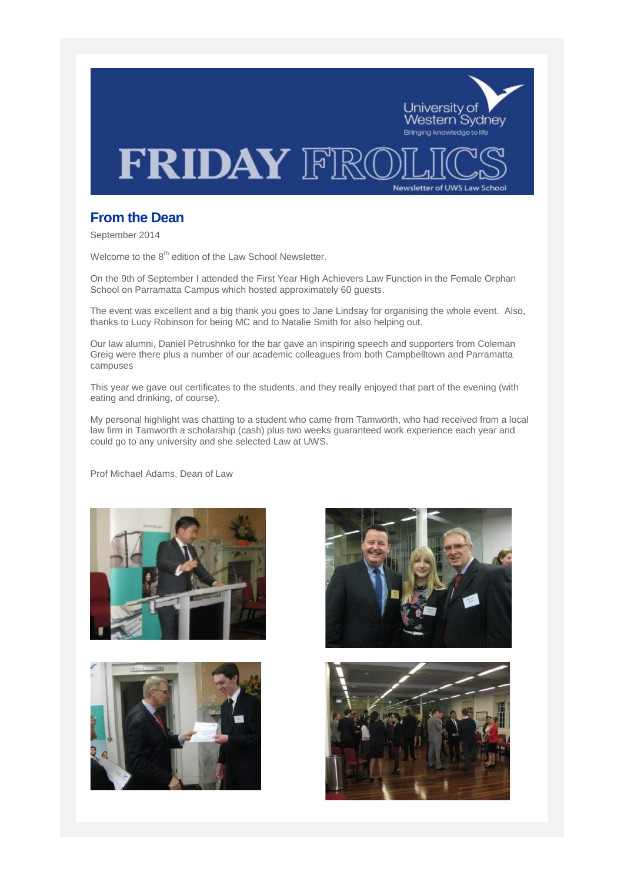# FRIDAY FROLICS

University of Western Sydney
Bringing knowledge to life

Newsletter of UWS Law School

## From the Dean

September 2014

Welcome to the 8th edition of the Law School Newsletter.

On the 9th of September I attended the First Year High Achievers Law Function in the Female Orphan School on Parramatta Campus which hosted approximately 60 guests.

The event was excellent and a big thank you goes to Jane Lindsay for organising the whole event. Also, thanks to Lucy Robinson for being MC and to Natalie Smith for also helping out.

Our law alumni, Daniel Petrushnko for the bar gave an inspiring speech and supporters from Coleman Greig were there plus a number of our academic colleagues from both Campbelltown and Parramatta campuses

This year we gave out certificates to the students, and they really enjoyed that part of the evening (with eating and drinking, of course).

My personal highlight was chatting to a student who came from Tamworth, who had received from a local law firm in Tamworth a scholarship (cash) plus two weeks guaranteed work experience each year and could go to any university and she selected Law at UWS.

Prof Michael Adams, Dean of Law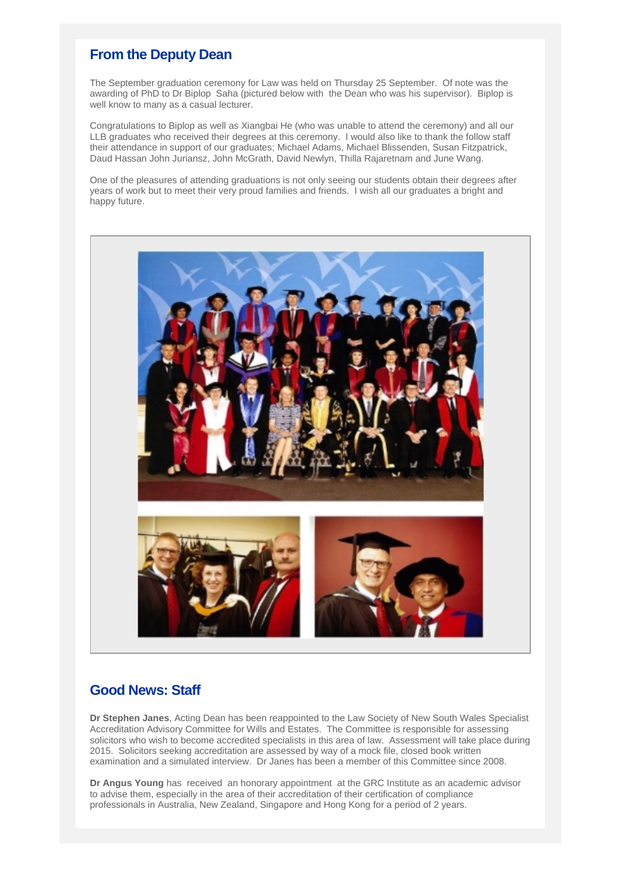## From the Deputy Dean

The September graduation ceremony for Law was held on Thursday 25 September. Of note was the awarding of PhD to Dr Biplop Saha (pictured below with the Dean who was his supervisor). Biplop is well know to many as a casual lecturer.

Congratulations to Biplop as well as Xiangbai He (who was unable to attend the ceremony) and all our LLB graduates who received their degrees at this ceremony. I would also like to thank the follow staff their attendance in support of our graduates; Michael Adams, Michael Blissenden, Susan Fitzpatrick, Daud Hassan John Juriansz, John McGrath, David Newlyn, Thilla Rajaretnam and June Wang.

One of the pleasures of attending graduations is not only seeing our students obtain their degrees after years of work but to meet their very proud families and friends. I wish all our graduates a bright and happy future.

## Good News: Staff

**Dr Stephen Janes**, Acting Dean has been reappointed to the Law Society of New South Wales Specialist Accreditation Advisory Committee for Wills and Estates. The Committee is responsible for assessing solicitors who wish to become accredited specialists in this area of law. Assessment will take place during 2015. Solicitors seeking accreditation are assessed by way of a mock file, closed book written examination and a simulated interview. Dr Janes has been a member of this Committee since 2008.

**Dr Angus Young** has received an honorary appointment at the GRC Institute as an academic advisor to advise them, especially in the area of their accreditation of their certification of compliance professionals in Australia, New Zealand, Singapore and Hong Kong for a period of 2 years.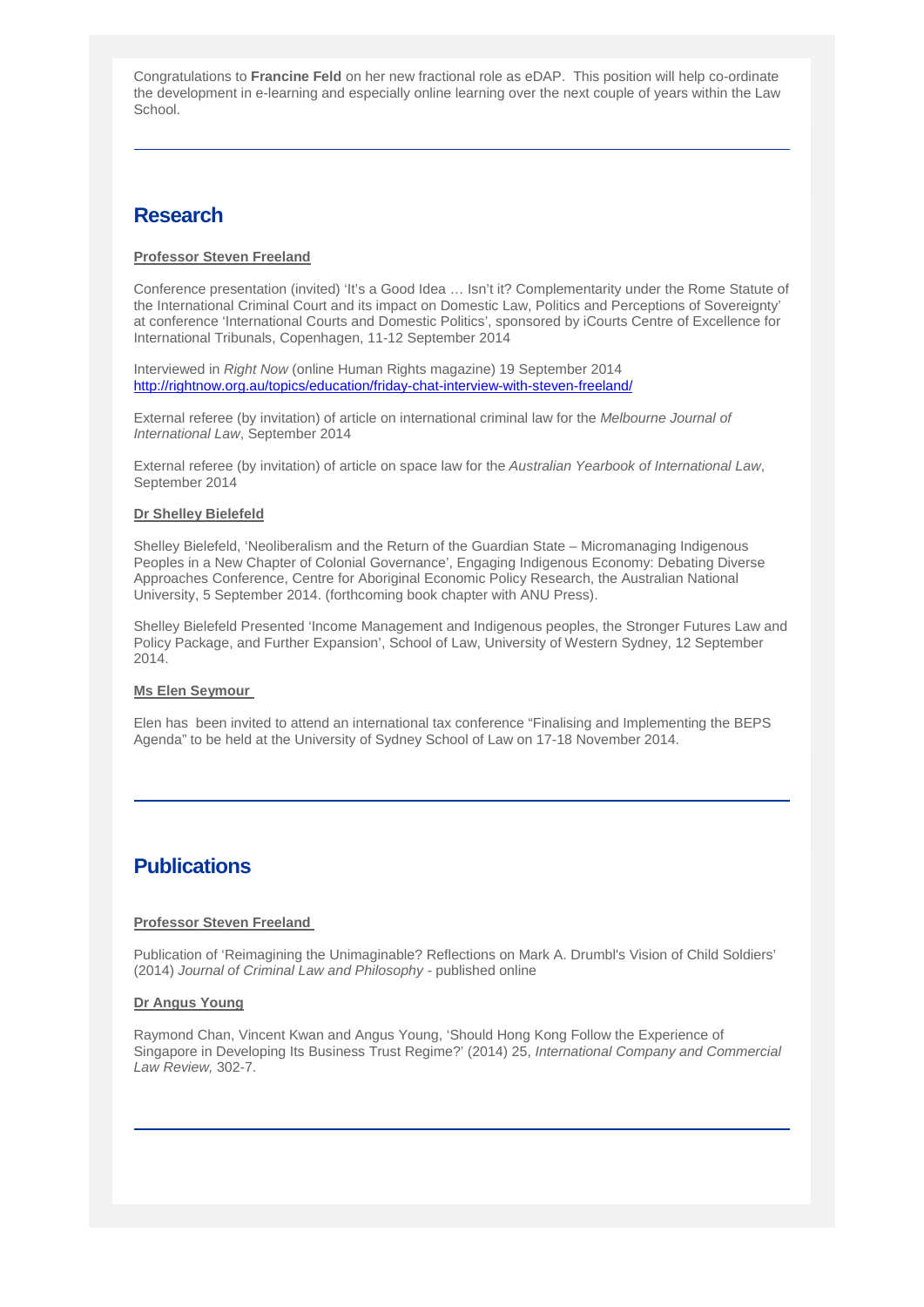Congratulations to **Francine Feld** on her new fractional role as eDAP. This position will help co-ordinate the development in e-learning and especially online learning over the next couple of years within the Law School.

---

## Research

**Professor Steven Freeland**

Conference presentation (invited) 'It's a Good Idea … Isn't it? Complementarity under the Rome Statute of the International Criminal Court and its impact on Domestic Law, Politics and Perceptions of Sovereignty' at conference 'International Courts and Domestic Politics', sponsored by iCourts Centre of Excellence for International Tribunals, Copenhagen, 11-12 September 2014

Interviewed in *Right Now* (online Human Rights magazine) 19 September 2014
http://rightnow.org.au/topics/education/friday-chat-interview-with-steven-freeland/

External referee (by invitation) of article on international criminal law for the *Melbourne Journal of International Law*, September 2014

External referee (by invitation) of article on space law for the *Australian Yearbook of International Law*, September 2014

**Dr Shelley Bielefeld**

Shelley Bielefeld, 'Neoliberalism and the Return of the Guardian State – Micromanaging Indigenous Peoples in a New Chapter of Colonial Governance', Engaging Indigenous Economy: Debating Diverse Approaches Conference, Centre for Aboriginal Economic Policy Research, the Australian National University, 5 September 2014. (forthcoming book chapter with ANU Press).

Shelley Bielefeld Presented 'Income Management and Indigenous peoples, the Stronger Futures Law and Policy Package, and Further Expansion', School of Law, University of Western Sydney, 12 September 2014.

**Ms Elen Seymour**

Elen has been invited to attend an international tax conference "Finalising and Implementing the BEPS Agenda" to be held at the University of Sydney School of Law on 17-18 November 2014.

---

## Publications

**Professor Steven Freeland**

Publication of 'Reimagining the Unimaginable? Reflections on Mark A. Drumbl's Vision of Child Soldiers' (2014) *Journal of Criminal Law and Philosophy* - published online

**Dr Angus Young**

Raymond Chan, Vincent Kwan and Angus Young, 'Should Hong Kong Follow the Experience of Singapore in Developing Its Business Trust Regime?' (2014) 25, *International Company and Commercial Law Review,* 302-7.

---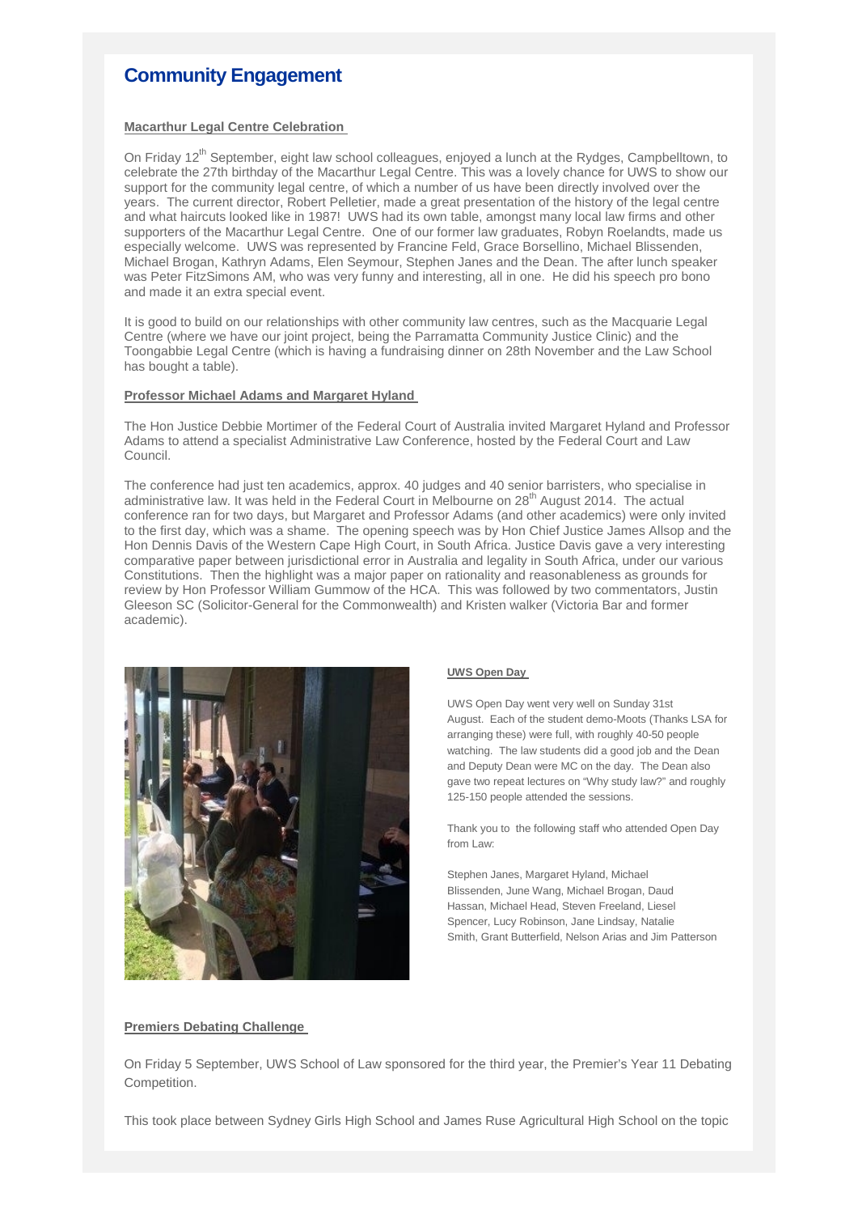## Community Engagement

**Macarthur Legal Centre Celebration**

On Friday 12th September, eight law school colleagues, enjoyed a lunch at the Rydges, Campbelltown, to celebrate the 27th birthday of the Macarthur Legal Centre. This was a lovely chance for UWS to show our support for the community legal centre, of which a number of us have been directly involved over the years. The current director, Robert Pelletier, made a great presentation of the history of the legal centre and what haircuts looked like in 1987! UWS had its own table, amongst many local law firms and other supporters of the Macarthur Legal Centre. One of our former law graduates, Robyn Roelandts, made us especially welcome. UWS was represented by Francine Feld, Grace Borsellino, Michael Blissenden, Michael Brogan, Kathryn Adams, Elen Seymour, Stephen Janes and the Dean. The after lunch speaker was Peter FitzSimons AM, who was very funny and interesting, all in one. He did his speech pro bono and made it an extra special event.

It is good to build on our relationships with other community law centres, such as the Macquarie Legal Centre (where we have our joint project, being the Parramatta Community Justice Clinic) and the Toongabbie Legal Centre (which is having a fundraising dinner on 28th November and the Law School has bought a table).

**Professor Michael Adams and Margaret Hyland**

The Hon Justice Debbie Mortimer of the Federal Court of Australia invited Margaret Hyland and Professor Adams to attend a specialist Administrative Law Conference, hosted by the Federal Court and Law Council.

The conference had just ten academics, approx. 40 judges and 40 senior barristers, who specialise in administrative law. It was held in the Federal Court in Melbourne on 28th August 2014. The actual conference ran for two days, but Margaret and Professor Adams (and other academics) were only invited to the first day, which was a shame. The opening speech was by Hon Chief Justice James Allsop and the Hon Dennis Davis of the Western Cape High Court, in South Africa. Justice Davis gave a very interesting comparative paper between jurisdictional error in Australia and legality in South Africa, under our various Constitutions. Then the highlight was a major paper on rationality and reasonableness as grounds for review by Hon Professor William Gummow of the HCA. This was followed by two commentators, Justin Gleeson SC (Solicitor-General for the Commonwealth) and Kristen walker (Victoria Bar and former academic).

**UWS Open Day**

UWS Open Day went very well on Sunday 31st August. Each of the student demo-Moots (Thanks LSA for arranging these) were full, with roughly 40-50 people watching. The law students did a good job and the Dean and Deputy Dean were MC on the day. The Dean also gave two repeat lectures on "Why study law?" and roughly 125-150 people attended the sessions.

Thank you to the following staff who attended Open Day from Law:

Stephen Janes, Margaret Hyland, Michael Blissenden, June Wang, Michael Brogan, Daud Hassan, Michael Head, Steven Freeland, Liesel Spencer, Lucy Robinson, Jane Lindsay, Natalie Smith, Grant Butterfield, Nelson Arias and Jim Patterson

**Premiers Debating Challenge**

On Friday 5 September, UWS School of Law sponsored for the third year, the Premier's Year 11 Debating Competition.

This took place between Sydney Girls High School and James Ruse Agricultural High School on the topic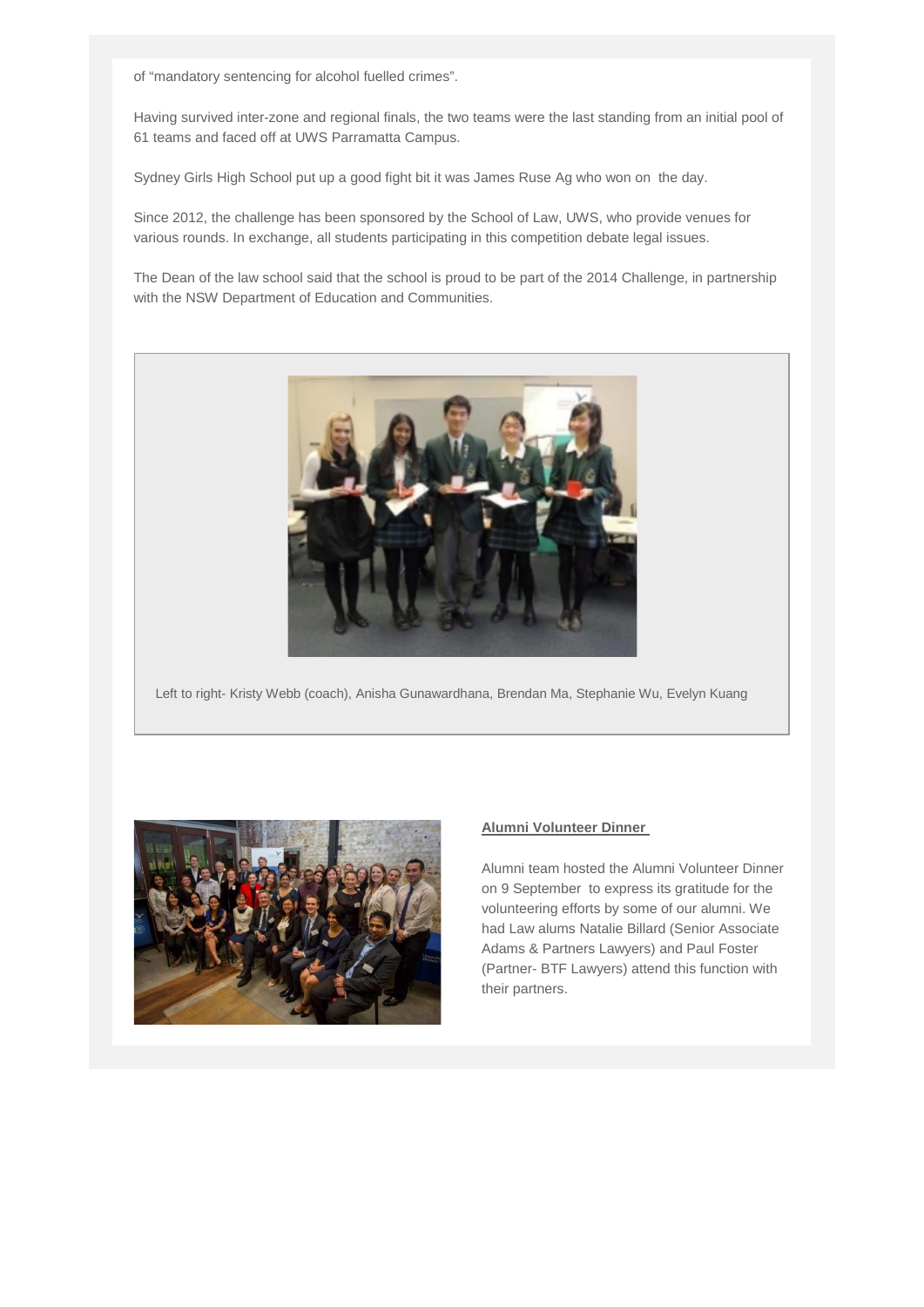of "mandatory sentencing for alcohol fuelled crimes".

Having survived inter-zone and regional finals, the two teams were the last standing from an initial pool of 61 teams and faced off at UWS Parramatta Campus.

Sydney Girls High School put up a good fight bit it was James Ruse Ag who won on  the day.

Since 2012, the challenge has been sponsored by the School of Law, UWS, who provide venues for various rounds. In exchange, all students participating in this competition debate legal issues.

The Dean of the law school said that the school is proud to be part of the 2014 Challenge, in partnership with the NSW Department of Education and Communities.

Left to right- Kristy Webb (coach), Anisha Gunawardhana, Brendan Ma, Stephanie Wu, Evelyn Kuang

**Alumni Volunteer Dinner**

Alumni team hosted the Alumni Volunteer Dinner on 9 September  to express its gratitude for the volunteering efforts by some of our alumni. We had Law alums Natalie Billard (Senior Associate Adams & Partners Lawyers) and Paul Foster (Partner- BTF Lawyers) attend this function with their partners.